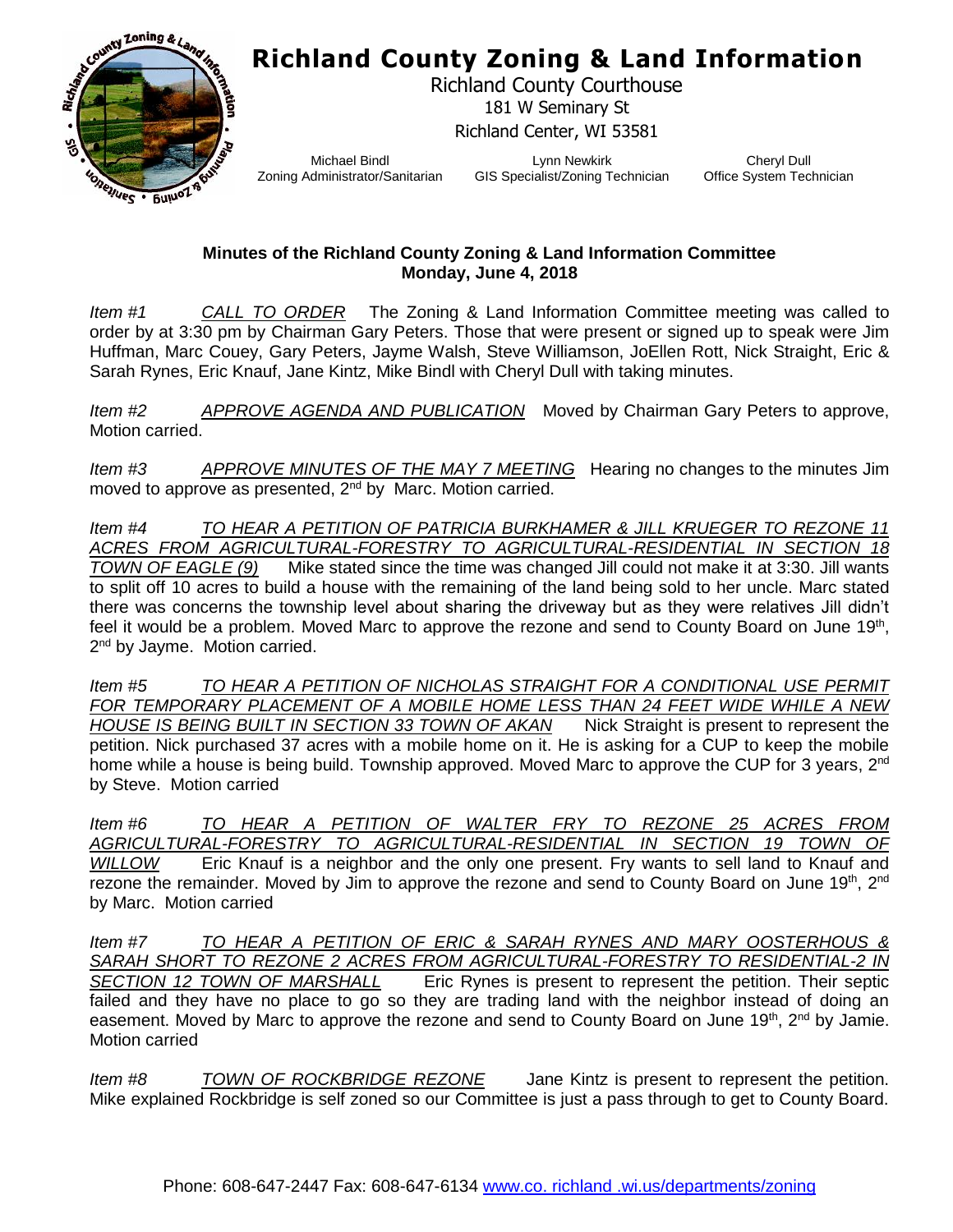# Richland County Zoning & Land Information

Richland County Courthouse
181 W Seminary St
Richland Center, WI 53581

Michael Bindl
Zoning Administrator/Sanitarian

Lynn Newkirk
GIS Specialist/Zoning Technician

Cheryl Dull
Office System Technician

**Minutes of the Richland County Zoning & Land Information Committee**
**Monday, June 4, 2018**

*Item #1* *CALL TO ORDER* The Zoning & Land Information Committee meeting was called to order by at 3:30 pm by Chairman Gary Peters. Those that were present or signed up to speak were Jim Huffman, Marc Couey, Gary Peters, Jayme Walsh, Steve Williamson, JoEllen Rott, Nick Straight, Eric & Sarah Rynes, Eric Knauf, Jane Kintz, Mike Bindl with Cheryl Dull with taking minutes.

*Item #2* *APPROVE AGENDA AND PUBLICATION* Moved by Chairman Gary Peters to approve, Motion carried.

*Item #3* *APPROVE MINUTES OF THE MAY 7 MEETING* Hearing no changes to the minutes Jim moved to approve as presented, 2nd by Marc. Motion carried.

*Item #4* *TO HEAR A PETITION OF PATRICIA BURKHAMER & JILL KRUEGER TO REZONE 11 ACRES FROM AGRICULTURAL-FORESTRY TO AGRICULTURAL-RESIDENTIAL IN SECTION 18 TOWN OF EAGLE (9)* Mike stated since the time was changed Jill could not make it at 3:30. Jill wants to split off 10 acres to build a house with the remaining of the land being sold to her uncle. Marc stated there was concerns the township level about sharing the driveway but as they were relatives Jill didn't feel it would be a problem. Moved Marc to approve the rezone and send to County Board on June 19th, 2nd by Jayme. Motion carried.

*Item #5* *TO HEAR A PETITION OF NICHOLAS STRAIGHT FOR A CONDITIONAL USE PERMIT FOR TEMPORARY PLACEMENT OF A MOBILE HOME LESS THAN 24 FEET WIDE WHILE A NEW HOUSE IS BEING BUILT IN SECTION 33 TOWN OF AKAN* Nick Straight is present to represent the petition. Nick purchased 37 acres with a mobile home on it. He is asking for a CUP to keep the mobile home while a house is being build. Township approved. Moved Marc to approve the CUP for 3 years, 2nd by Steve. Motion carried

*Item #6* *TO HEAR A PETITION OF WALTER FRY TO REZONE 25 ACRES FROM AGRICULTURAL-FORESTRY TO AGRICULTURAL-RESIDENTIAL IN SECTION 19 TOWN OF WILLOW* Eric Knauf is a neighbor and the only one present. Fry wants to sell land to Knauf and rezone the remainder. Moved by Jim to approve the rezone and send to County Board on June 19th, 2nd by Marc. Motion carried

*Item #7* *TO HEAR A PETITION OF ERIC & SARAH RYNES AND MARY OOSTERHOUS & SARAH SHORT TO REZONE 2 ACRES FROM AGRICULTURAL-FORESTRY TO RESIDENTIAL-2 IN SECTION 12 TOWN OF MARSHALL* Eric Rynes is present to represent the petition. Their septic failed and they have no place to go so they are trading land with the neighbor instead of doing an easement. Moved by Marc to approve the rezone and send to County Board on June 19th, 2nd by Jamie. Motion carried

*Item #8* *TOWN OF ROCKBRIDGE REZONE* Jane Kintz is present to represent the petition. Mike explained Rockbridge is self zoned so our Committee is just a pass through to get to County Board.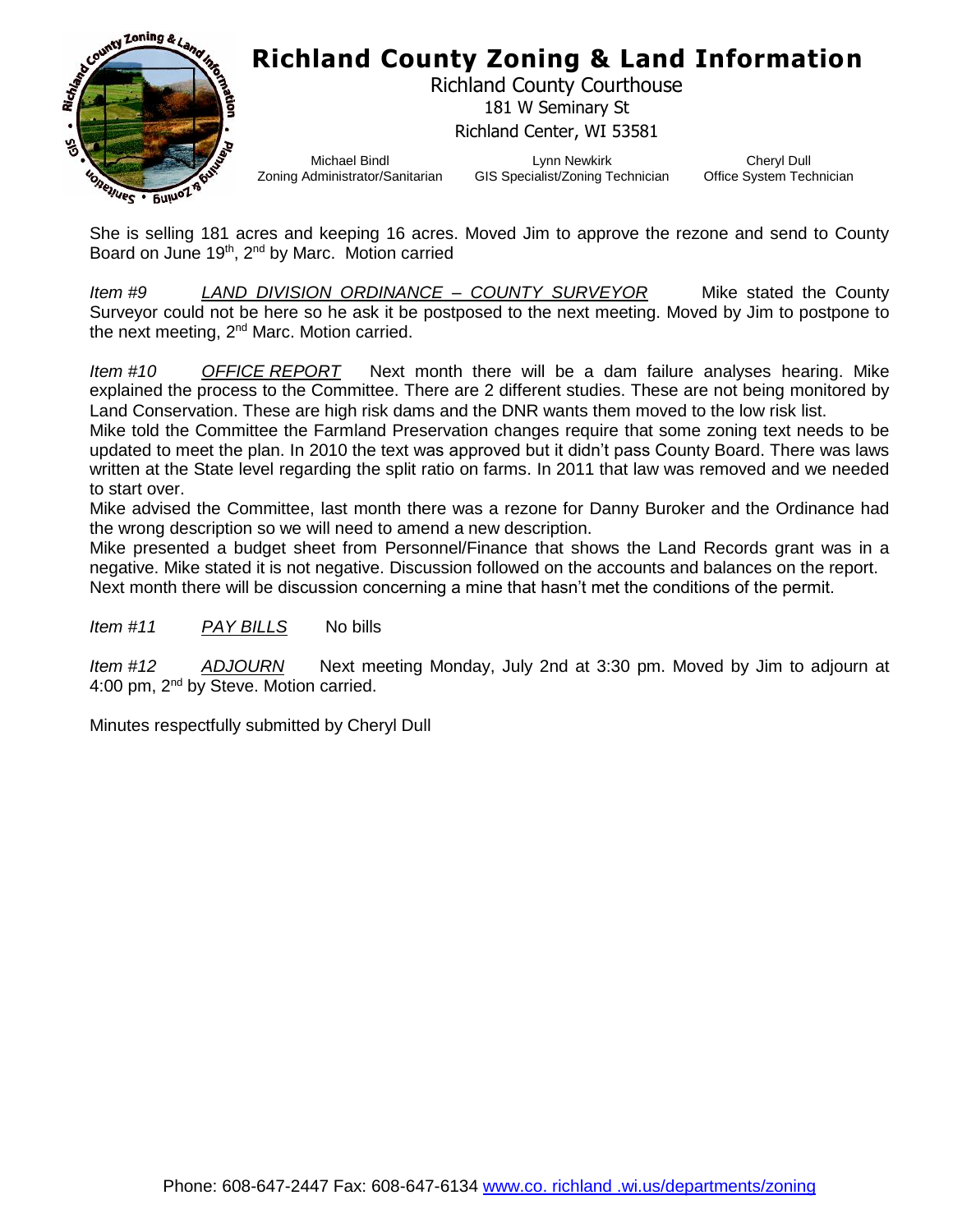She is selling 181 acres and keeping 16 acres. Moved Jim to approve the rezone and send to County Board on June 19th, 2nd by Marc. Motion carried

*Item #9* <u>*LAND DIVISION ORDINANCE – COUNTY SURVEYOR*</u> Mike stated the County Surveyor could not be here so he ask it be postposed to the next meeting. Moved by Jim to postpone to the next meeting, 2nd Marc. Motion carried.

*Item #10* <u>*OFFICE REPORT*</u> Next month there will be a dam failure analyses hearing. Mike explained the process to the Committee. There are 2 different studies. These are not being monitored by Land Conservation. These are high risk dams and the DNR wants them moved to the low risk list.
Mike told the Committee the Farmland Preservation changes require that some zoning text needs to be updated to meet the plan. In 2010 the text was approved but it didn't pass County Board. There was laws written at the State level regarding the split ratio on farms. In 2011 that law was removed and we needed to start over.
Mike advised the Committee, last month there was a rezone for Danny Buroker and the Ordinance had the wrong description so we will need to amend a new description.
Mike presented a budget sheet from Personnel/Finance that shows the Land Records grant was in a negative. Mike stated it is not negative. Discussion followed on the accounts and balances on the report.
Next month there will be discussion concerning a mine that hasn't met the conditions of the permit.

*Item #11* <u>*PAY BILLS*</u> No bills

*Item #12* <u>*ADJOURN*</u> Next meeting Monday, July 2nd at 3:30 pm. Moved by Jim to adjourn at 4:00 pm, 2nd by Steve. Motion carried.

Minutes respectfully submitted by Cheryl Dull